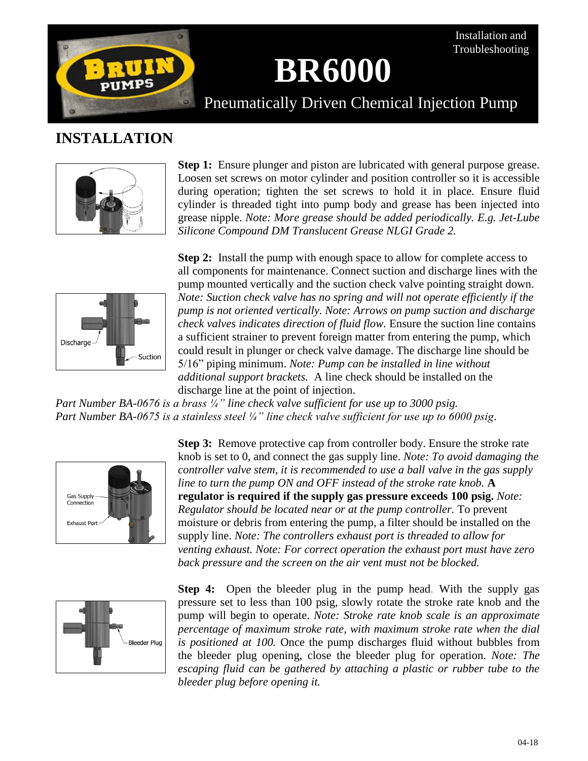Installation and Troubleshooting

# BR6000

Pneumatically Driven Chemical Injection Pump

## INSTALLATION

**Step 1:** Ensure plunger and piston are lubricated with general purpose grease. Loosen set screws on motor cylinder and position controller so it is accessible during operation; tighten the set screws to hold it in place. Ensure fluid cylinder is threaded tight into pump body and grease has been injected into grease nipple. *Note: More grease should be added periodically. E.g. Jet-Lube Silicone Compound DM Translucent Grease NLGI Grade 2.*

Discharge

Suction

**Step 2:** Install the pump with enough space to allow for complete access to all components for maintenance. Connect suction and discharge lines with the pump mounted vertically and the suction check valve pointing straight down. *Note: Suction check valve has no spring and will not operate efficiently if the pump is not oriented vertically. Note: Arrows on pump suction and discharge check valves indicates direction of fluid flow.* Ensure the suction line contains a sufficient strainer to prevent foreign matter from entering the pump, which could result in plunger or check valve damage. The discharge line should be 5/16" piping minimum. *Note: Pump can be installed in line without additional support brackets.* A line check should be installed on the discharge line at the point of injection.

*Part Number BA-0676 is a brass ¼" line check valve sufficient for use up to 3000 psig.*
*Part Number BA-0675 is a stainless steel ¼" line check valve sufficient for use up to 6000 psig.*

Gas Supply Connection

Exhaust Port

**Step 3:** Remove protective cap from controller body. Ensure the stroke rate knob is set to 0, and connect the gas supply line. *Note: To avoid damaging the controller valve stem, it is recommended to use a ball valve in the gas supply line to turn the pump ON and OFF instead of the stroke rate knob.* **A regulator is required if the supply gas pressure exceeds 100 psig.** *Note: Regulator should be located near or at the pump controller.* To prevent moisture or debris from entering the pump, a filter should be installed on the supply line. *Note: The controllers exhaust port is threaded to allow for venting exhaust. Note: For correct operation the exhaust port must have zero back pressure and the screen on the air vent must not be blocked.*

Bleeder Plug

**Step 4:** Open the bleeder plug in the pump head. With the supply gas pressure set to less than 100 psig, slowly rotate the stroke rate knob and the pump will begin to operate. *Note: Stroke rate knob scale is an approximate percentage of maximum stroke rate, with maximum stroke rate when the dial is positioned at 100.* Once the pump discharges fluid without bubbles from the bleeder plug opening, close the bleeder plug for operation. *Note: The escaping fluid can be gathered by attaching a plastic or rubber tube to the bleeder plug before opening it.*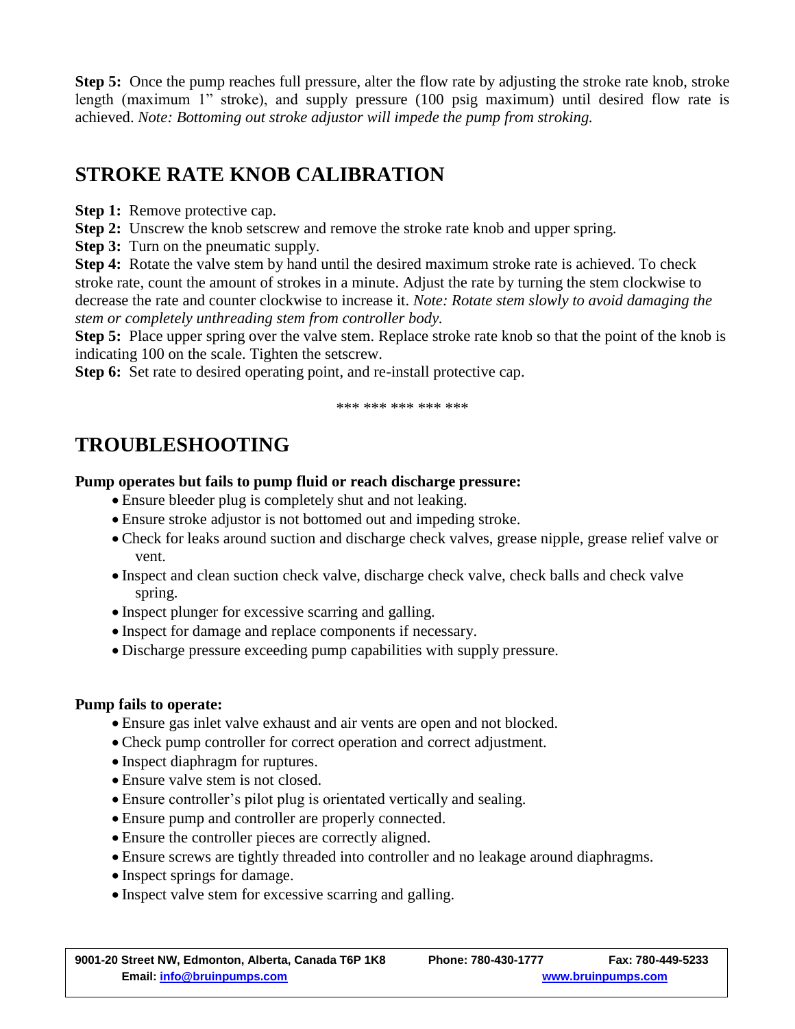**Step 5:** Once the pump reaches full pressure, alter the flow rate by adjusting the stroke rate knob, stroke length (maximum 1" stroke), and supply pressure (100 psig maximum) until desired flow rate is achieved. *Note: Bottoming out stroke adjustor will impede the pump from stroking.*

## STROKE RATE KNOB CALIBRATION

**Step 1:** Remove protective cap.
**Step 2:** Unscrew the knob setscrew and remove the stroke rate knob and upper spring.
**Step 3:** Turn on the pneumatic supply.
**Step 4:** Rotate the valve stem by hand until the desired maximum stroke rate is achieved. To check stroke rate, count the amount of strokes in a minute. Adjust the rate by turning the stem clockwise to decrease the rate and counter clockwise to increase it. *Note: Rotate stem slowly to avoid damaging the stem or completely unthreading stem from controller body.*
**Step 5:** Place upper spring over the valve stem. Replace stroke rate knob so that the point of the knob is indicating 100 on the scale. Tighten the setscrew.
**Step 6:** Set rate to desired operating point, and re-install protective cap.

*** *** *** *** ***

## TROUBLESHOOTING

**Pump operates but fails to pump fluid or reach discharge pressure:**

- Ensure bleeder plug is completely shut and not leaking.
- Ensure stroke adjustor is not bottomed out and impeding stroke.
- Check for leaks around suction and discharge check valves, grease nipple, grease relief valve or vent.
- Inspect and clean suction check valve, discharge check valve, check balls and check valve spring.
- Inspect plunger for excessive scarring and galling.
- Inspect for damage and replace components if necessary.
- Discharge pressure exceeding pump capabilities with supply pressure.

**Pump fails to operate:**

- Ensure gas inlet valve exhaust and air vents are open and not blocked.
- Check pump controller for correct operation and correct adjustment.
- Inspect diaphragm for ruptures.
- Ensure valve stem is not closed.
- Ensure controller's pilot plug is orientated vertically and sealing.
- Ensure pump and controller are properly connected.
- Ensure the controller pieces are correctly aligned.
- Ensure screws are tightly threaded into controller and no leakage around diaphragms.
- Inspect springs for damage.
- Inspect valve stem for excessive scarring and galling.

**9001-20 Street NW, Edmonton, Alberta, Canada T6P 1K8** **Phone: 780-430-1777** **Fax: 780-449-5233**
**Email: info@bruinpumps.com** **www.bruinpumps.com**